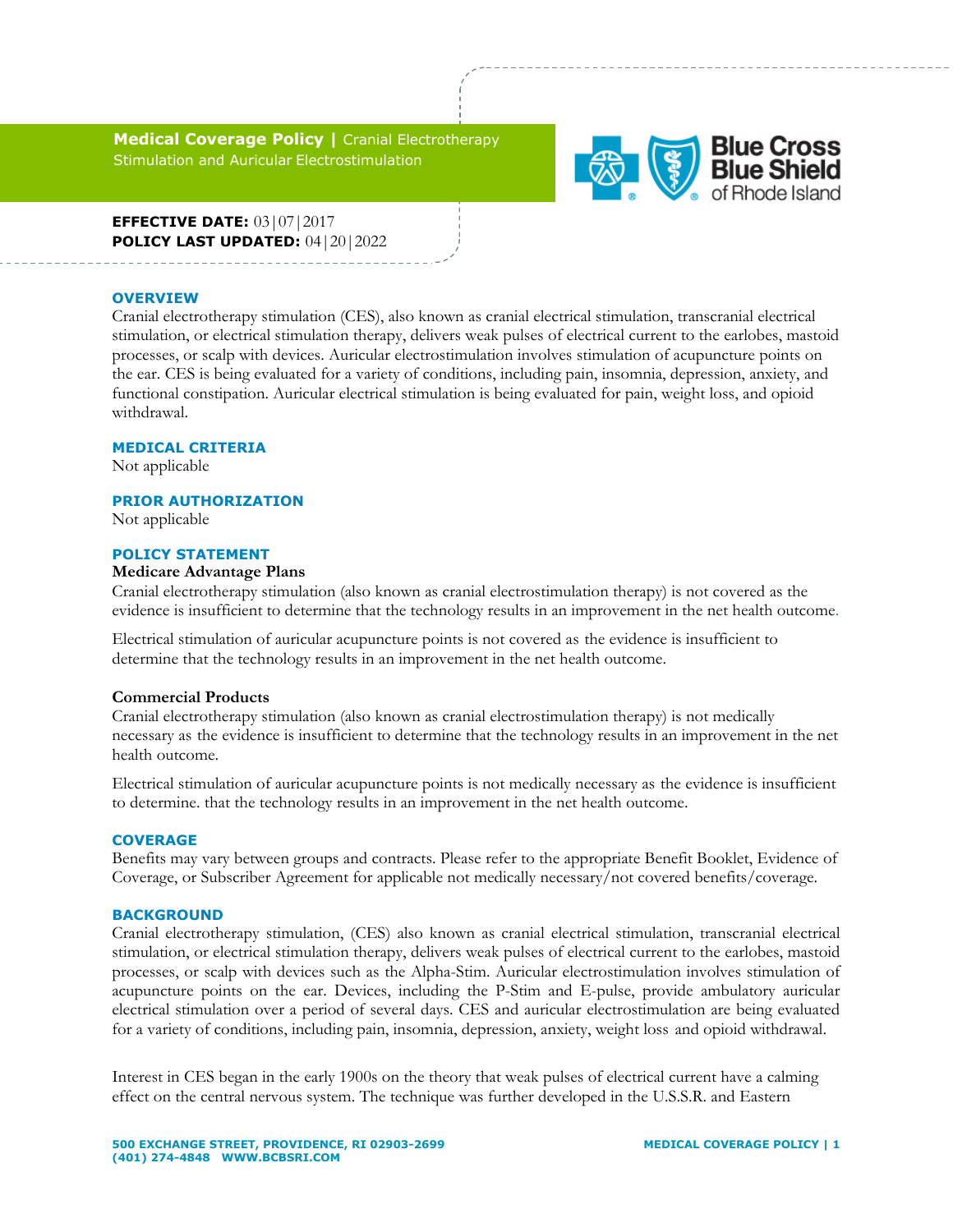**Medical Coverage Policy |** Cranial Electrotherapy Stimulation and Auricular Electrostimulation

**EFFECTIVE DATE:** 03|07|2017
**POLICY LAST UPDATED:** 04|20|2022

## OVERVIEW

Cranial electrotherapy stimulation (CES), also known as cranial electrical stimulation, transcranial electrical stimulation, or electrical stimulation therapy, delivers weak pulses of electrical current to the earlobes, mastoid processes, or scalp with devices. Auricular electrostimulation involves stimulation of acupuncture points on the ear. CES is being evaluated for a variety of conditions, including pain, insomnia, depression, anxiety, and functional constipation. Auricular electrical stimulation is being evaluated for pain, weight loss, and opioid withdrawal.

## MEDICAL CRITERIA

Not applicable

## PRIOR AUTHORIZATION

Not applicable

## POLICY STATEMENT

**Medicare Advantage Plans**

Cranial electrotherapy stimulation (also known as cranial electrostimulation therapy) is not covered as the evidence is insufficient to determine that the technology results in an improvement in the net health outcome.

Electrical stimulation of auricular acupuncture points is not covered as the evidence is insufficient to determine that the technology results in an improvement in the net health outcome.

**Commercial Products**

Cranial electrotherapy stimulation (also known as cranial electrostimulation therapy) is not medically necessary as the evidence is insufficient to determine that the technology results in an improvement in the net health outcome.

Electrical stimulation of auricular acupuncture points is not medically necessary as the evidence is insufficient to determine. that the technology results in an improvement in the net health outcome.

## COVERAGE

Benefits may vary between groups and contracts. Please refer to the appropriate Benefit Booklet, Evidence of Coverage, or Subscriber Agreement for applicable not medically necessary/not covered benefits/coverage.

## BACKGROUND

Cranial electrotherapy stimulation, (CES) also known as cranial electrical stimulation, transcranial electrical stimulation, or electrical stimulation therapy, delivers weak pulses of electrical current to the earlobes, mastoid processes, or scalp with devices such as the Alpha-Stim. Auricular electrostimulation involves stimulation of acupuncture points on the ear. Devices, including the P-Stim and E-pulse, provide ambulatory auricular electrical stimulation over a period of several days. CES and auricular electrostimulation are being evaluated for a variety of conditions, including pain, insomnia, depression, anxiety, weight loss and opioid withdrawal.

Interest in CES began in the early 1900s on the theory that weak pulses of electrical current have a calming effect on the central nervous system. The technique was further developed in the U.S.S.R. and Eastern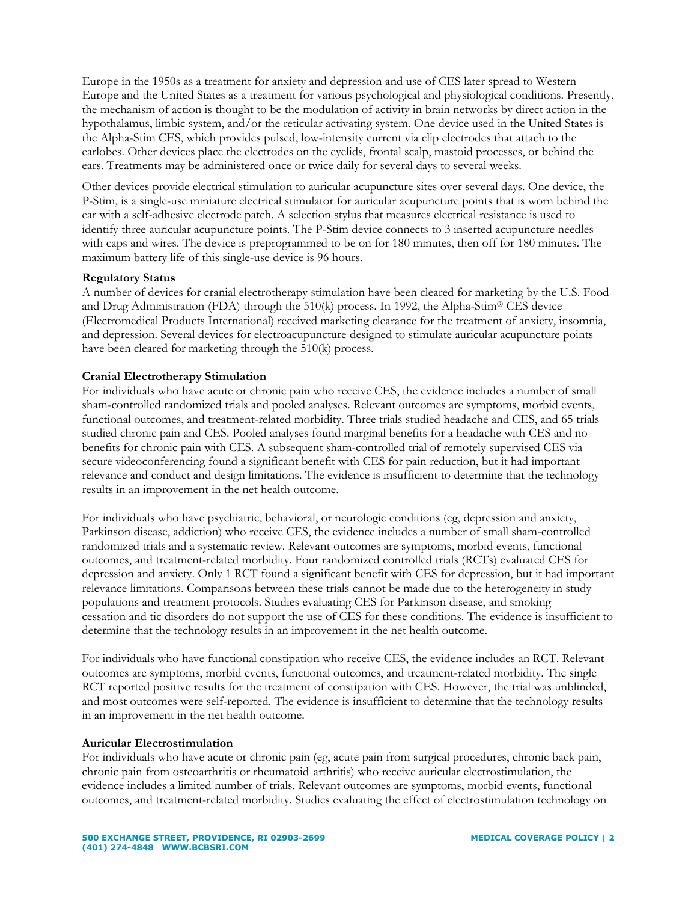Europe in the 1950s as a treatment for anxiety and depression and use of CES later spread to Western Europe and the United States as a treatment for various psychological and physiological conditions. Presently, the mechanism of action is thought to be the modulation of activity in brain networks by direct action in the hypothalamus, limbic system, and/or the reticular activating system. One device used in the United States is the Alpha-Stim CES, which provides pulsed, low-intensity current via clip electrodes that attach to the earlobes. Other devices place the electrodes on the eyelids, frontal scalp, mastoid processes, or behind the ears. Treatments may be administered once or twice daily for several days to several weeks.

Other devices provide electrical stimulation to auricular acupuncture sites over several days. One device, the P-Stim, is a single-use miniature electrical stimulator for auricular acupuncture points that is worn behind the ear with a self-adhesive electrode patch. A selection stylus that measures electrical resistance is used to identify three auricular acupuncture points. The P-Stim device connects to 3 inserted acupuncture needles with caps and wires. The device is preprogrammed to be on for 180 minutes, then off for 180 minutes. The maximum battery life of this single-use device is 96 hours.

**Regulatory Status**

A number of devices for cranial electrotherapy stimulation have been cleared for marketing by the U.S. Food and Drug Administration (FDA) through the 510(k) process. In 1992, the Alpha-Stim® CES device (Electromedical Products International) received marketing clearance for the treatment of anxiety, insomnia, and depression. Several devices for electroacupuncture designed to stimulate auricular acupuncture points have been cleared for marketing through the 510(k) process.

**Cranial Electrotherapy Stimulation**

For individuals who have acute or chronic pain who receive CES, the evidence includes a number of small sham-controlled randomized trials and pooled analyses. Relevant outcomes are symptoms, morbid events, functional outcomes, and treatment-related morbidity. Three trials studied headache and CES, and 65 trials studied chronic pain and CES. Pooled analyses found marginal benefits for a headache with CES and no benefits for chronic pain with CES. A subsequent sham-controlled trial of remotely supervised CES via secure videoconferencing found a significant benefit with CES for pain reduction, but it had important relevance and conduct and design limitations. The evidence is insufficient to determine that the technology results in an improvement in the net health outcome.

For individuals who have psychiatric, behavioral, or neurologic conditions (eg, depression and anxiety, Parkinson disease, addiction) who receive CES, the evidence includes a number of small sham-controlled randomized trials and a systematic review. Relevant outcomes are symptoms, morbid events, functional outcomes, and treatment-related morbidity. Four randomized controlled trials (RCTs) evaluated CES for depression and anxiety. Only 1 RCT found a significant benefit with CES for depression, but it had important relevance limitations. Comparisons between these trials cannot be made due to the heterogeneity in study populations and treatment protocols. Studies evaluating CES for Parkinson disease, and smoking cessation and tic disorders do not support the use of CES for these conditions. The evidence is insufficient to determine that the technology results in an improvement in the net health outcome.

For individuals who have functional constipation who receive CES, the evidence includes an RCT. Relevant outcomes are symptoms, morbid events, functional outcomes, and treatment-related morbidity. The single RCT reported positive results for the treatment of constipation with CES. However, the trial was unblinded, and most outcomes were self-reported. The evidence is insufficient to determine that the technology results in an improvement in the net health outcome.

**Auricular Electrostimulation**

For individuals who have acute or chronic pain (eg, acute pain from surgical procedures, chronic back pain, chronic pain from osteoarthritis or rheumatoid arthritis) who receive auricular electrostimulation, the evidence includes a limited number of trials. Relevant outcomes are symptoms, morbid events, functional outcomes, and treatment-related morbidity. Studies evaluating the effect of electrostimulation technology on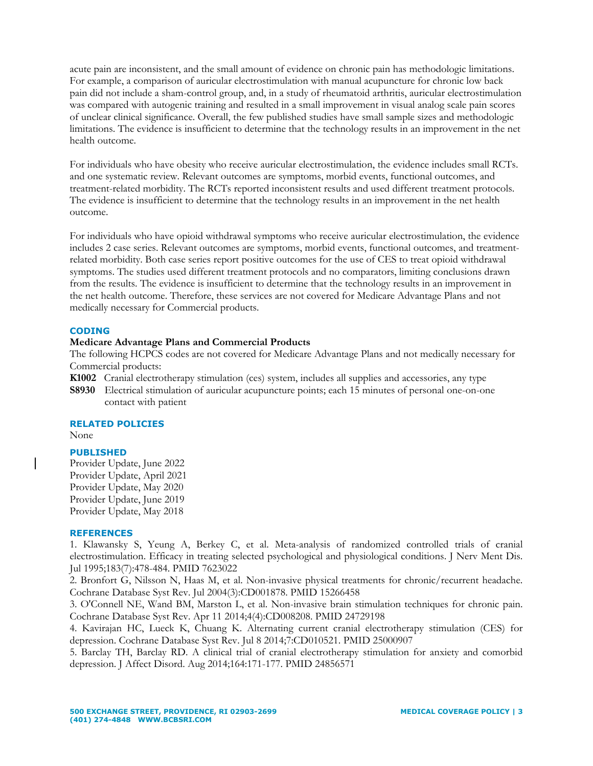acute pain are inconsistent, and the small amount of evidence on chronic pain has methodologic limitations. For example, a comparison of auricular electrostimulation with manual acupuncture for chronic low back pain did not include a sham-control group, and, in a study of rheumatoid arthritis, auricular electrostimulation was compared with autogenic training and resulted in a small improvement in visual analog scale pain scores of unclear clinical significance. Overall, the few published studies have small sample sizes and methodologic limitations. The evidence is insufficient to determine that the technology results in an improvement in the net health outcome.

For individuals who have obesity who receive auricular electrostimulation, the evidence includes small RCTs. and one systematic review. Relevant outcomes are symptoms, morbid events, functional outcomes, and treatment-related morbidity. The RCTs reported inconsistent results and used different treatment protocols. The evidence is insufficient to determine that the technology results in an improvement in the net health outcome.

For individuals who have opioid withdrawal symptoms who receive auricular electrostimulation, the evidence includes 2 case series. Relevant outcomes are symptoms, morbid events, functional outcomes, and treatment-related morbidity. Both case series report positive outcomes for the use of CES to treat opioid withdrawal symptoms. The studies used different treatment protocols and no comparators, limiting conclusions drawn from the results. The evidence is insufficient to determine that the technology results in an improvement in the net health outcome. Therefore, these services are not covered for Medicare Advantage Plans and not medically necessary for Commercial products.

## CODING

**Medicare Advantage Plans and Commercial Products**

The following HCPCS codes are not covered for Medicare Advantage Plans and not medically necessary for Commercial products:

**K1002** Cranial electrotherapy stimulation (ces) system, includes all supplies and accessories, any type

**S8930** Electrical stimulation of auricular acupuncture points; each 15 minutes of personal one-on-one contact with patient

## RELATED POLICIES

None

## PUBLISHED

Provider Update, June 2022
Provider Update, April 2021
Provider Update, May 2020
Provider Update, June 2019
Provider Update, May 2018

## REFERENCES

1. Klawansky S, Yeung A, Berkey C, et al. Meta-analysis of randomized controlled trials of cranial electrostimulation. Efficacy in treating selected psychological and physiological conditions. J Nerv Ment Dis. Jul 1995;183(7):478-484. PMID 7623022
2. Bronfort G, Nilsson N, Haas M, et al. Non-invasive physical treatments for chronic/recurrent headache. Cochrane Database Syst Rev. Jul 2004(3):CD001878. PMID 15266458
3. O'Connell NE, Wand BM, Marston L, et al. Non-invasive brain stimulation techniques for chronic pain. Cochrane Database Syst Rev. Apr 11 2014;4(4):CD008208. PMID 24729198
4. Kavirajan HC, Lueck K, Chuang K. Alternating current cranial electrotherapy stimulation (CES) for depression. Cochrane Database Syst Rev. Jul 8 2014;7:CD010521. PMID 25000907
5. Barclay TH, Barclay RD. A clinical trial of cranial electrotherapy stimulation for anxiety and comorbid depression. J Affect Disord. Aug 2014;164:171-177. PMID 24856571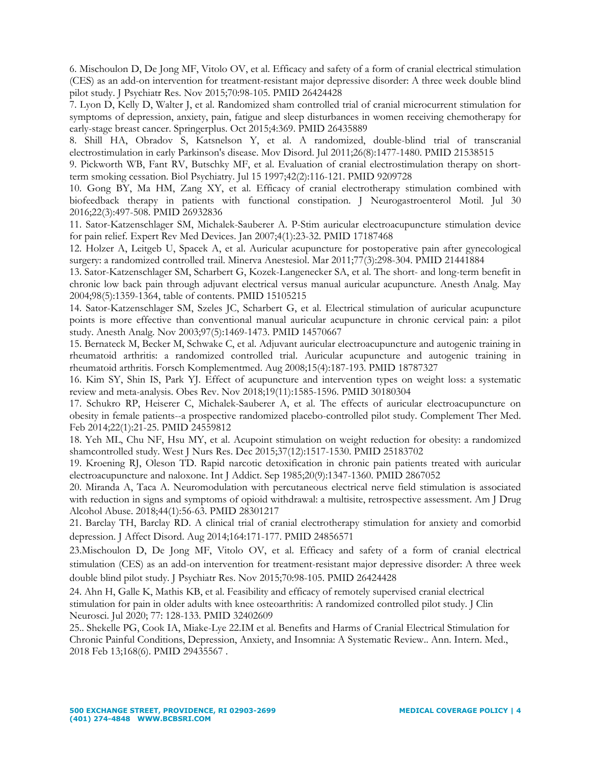6. Mischoulon D, De Jong MF, Vitolo OV, et al. Efficacy and safety of a form of cranial electrical stimulation (CES) as an add-on intervention for treatment-resistant major depressive disorder: A three week double blind pilot study. J Psychiatr Res. Nov 2015;70:98-105. PMID 26424428

7. Lyon D, Kelly D, Walter J, et al. Randomized sham controlled trial of cranial microcurrent stimulation for symptoms of depression, anxiety, pain, fatigue and sleep disturbances in women receiving chemotherapy for early-stage breast cancer. Springerplus. Oct 2015;4:369. PMID 26435889

8. Shill HA, Obradov S, Katsnelson Y, et al. A randomized, double-blind trial of transcranial electrostimulation in early Parkinson's disease. Mov Disord. Jul 2011;26(8):1477-1480. PMID 21538515

9. Pickworth WB, Fant RV, Butschky MF, et al. Evaluation of cranial electrostimulation therapy on short-term smoking cessation. Biol Psychiatry. Jul 15 1997;42(2):116-121. PMID 9209728

10. Gong BY, Ma HM, Zang XY, et al. Efficacy of cranial electrotherapy stimulation combined with biofeedback therapy in patients with functional constipation. J Neurogastroenterol Motil. Jul 30 2016;22(3):497-508. PMID 26932836

11. Sator-Katzenschlager SM, Michalek-Sauberer A. P-Stim auricular electroacupuncture stimulation device for pain relief. Expert Rev Med Devices. Jan 2007;4(1):23-32. PMID 17187468

12. Holzer A, Leitgeb U, Spacek A, et al. Auricular acupuncture for postoperative pain after gynecological surgery: a randomized controlled trail. Minerva Anestesiol. Mar 2011;77(3):298-304. PMID 21441884

13. Sator-Katzenschlager SM, Scharbert G, Kozek-Langenecker SA, et al. The short- and long-term benefit in chronic low back pain through adjuvant electrical versus manual auricular acupuncture. Anesth Analg. May 2004;98(5):1359-1364, table of contents. PMID 15105215

14. Sator-Katzenschlager SM, Szeles JC, Scharbert G, et al. Electrical stimulation of auricular acupuncture points is more effective than conventional manual auricular acupuncture in chronic cervical pain: a pilot study. Anesth Analg. Nov 2003;97(5):1469-1473. PMID 14570667

15. Bernateck M, Becker M, Schwake C, et al. Adjuvant auricular electroacupuncture and autogenic training in rheumatoid arthritis: a randomized controlled trial. Auricular acupuncture and autogenic training in rheumatoid arthritis. Forsch Komplementmed. Aug 2008;15(4):187-193. PMID 18787327

16. Kim SY, Shin IS, Park YJ. Effect of acupuncture and intervention types on weight loss: a systematic review and meta-analysis. Obes Rev. Nov 2018;19(11):1585-1596. PMID 30180304

17. Schukro RP, Heiserer C, Michalek-Sauberer A, et al. The effects of auricular electroacupuncture on obesity in female patients--a prospective randomized placebo-controlled pilot study. Complement Ther Med. Feb 2014;22(1):21-25. PMID 24559812

18. Yeh ML, Chu NF, Hsu MY, et al. Acupoint stimulation on weight reduction for obesity: a randomized shamcontrolled study. West J Nurs Res. Dec 2015;37(12):1517-1530. PMID 25183702

19. Kroening RJ, Oleson TD. Rapid narcotic detoxification in chronic pain patients treated with auricular electroacupuncture and naloxone. Int J Addict. Sep 1985;20(9):1347-1360. PMID 2867052

20. Miranda A, Taca A. Neuromodulation with percutaneous electrical nerve field stimulation is associated with reduction in signs and symptoms of opioid withdrawal: a multisite, retrospective assessment. Am J Drug Alcohol Abuse. 2018;44(1):56-63. PMID 28301217

21. Barclay TH, Barclay RD. A clinical trial of cranial electrotherapy stimulation for anxiety and comorbid depression. J Affect Disord. Aug 2014;164:171-177. PMID 24856571

23.Mischoulon D, De Jong MF, Vitolo OV, et al. Efficacy and safety of a form of cranial electrical stimulation (CES) as an add-on intervention for treatment-resistant major depressive disorder: A three week double blind pilot study. J Psychiatr Res. Nov 2015;70:98-105. PMID 26424428

24. Ahn H, Galle K, Mathis KB, et al. Feasibility and efficacy of remotely supervised cranial electrical stimulation for pain in older adults with knee osteoarthritis: A randomized controlled pilot study. J Clin Neurosci. Jul 2020; 77: 128-133. PMID 32402609

25.. Shekelle PG, Cook IA, Miake-Lye 22.IM et al. Benefits and Harms of Cranial Electrical Stimulation for Chronic Painful Conditions, Depression, Anxiety, and Insomnia: A Systematic Review.. Ann. Intern. Med., 2018 Feb 13;168(6). PMID 29435567 .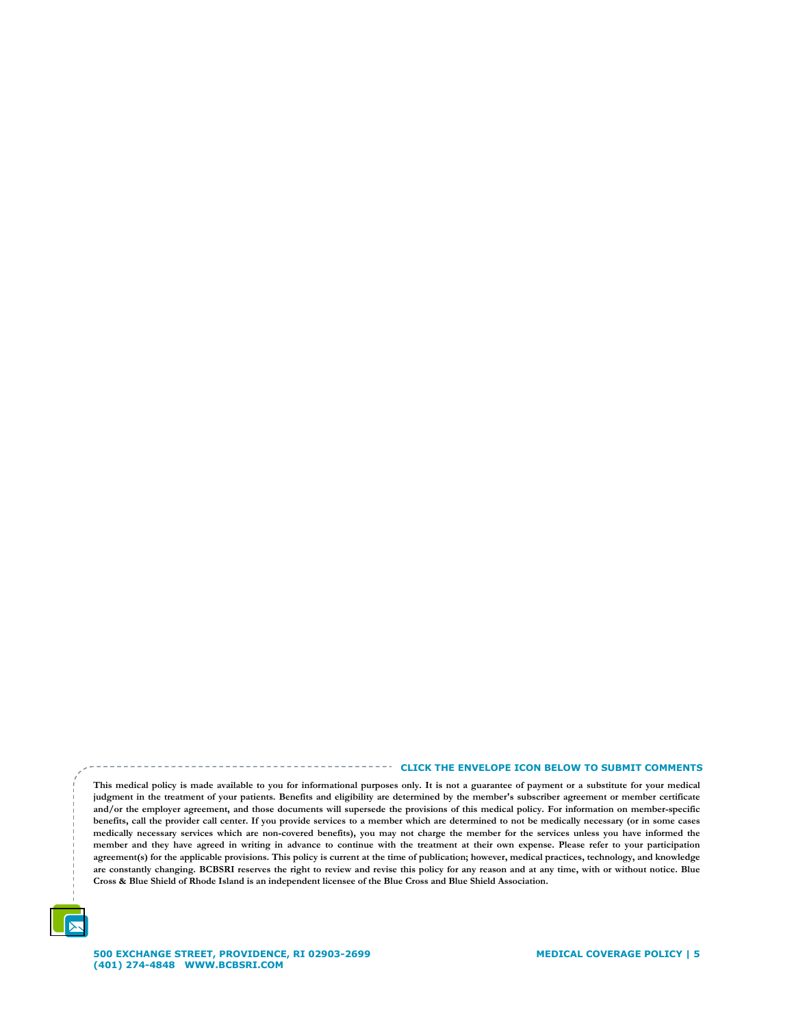**CLICK THE ENVELOPE ICON BELOW TO SUBMIT COMMENTS**

**This medical policy is made available to you for informational purposes only. It is not a guarantee of payment or a substitute for your medical judgment in the treatment of your patients. Benefits and eligibility are determined by the member's subscriber agreement or member certificate and/or the employer agreement, and those documents will supersede the provisions of this medical policy. For information on member-specific benefits, call the provider call center. If you provide services to a member which are determined to not be medically necessary (or in some cases medically necessary services which are non-covered benefits), you may not charge the member for the services unless you have informed the member and they have agreed in writing in advance to continue with the treatment at their own expense. Please refer to your participation agreement(s) for the applicable provisions. This policy is current at the time of publication; however, medical practices, technology, and knowledge are constantly changing. BCBSRI reserves the right to review and revise this policy for any reason and at any time, with or without notice. Blue Cross & Blue Shield of Rhode Island is an independent licensee of the Blue Cross and Blue Shield Association.**

500 EXCHANGE STREET, PROVIDENCE, RI 02903-2699
(401) 274-4848 WWW.BCBSRI.COM